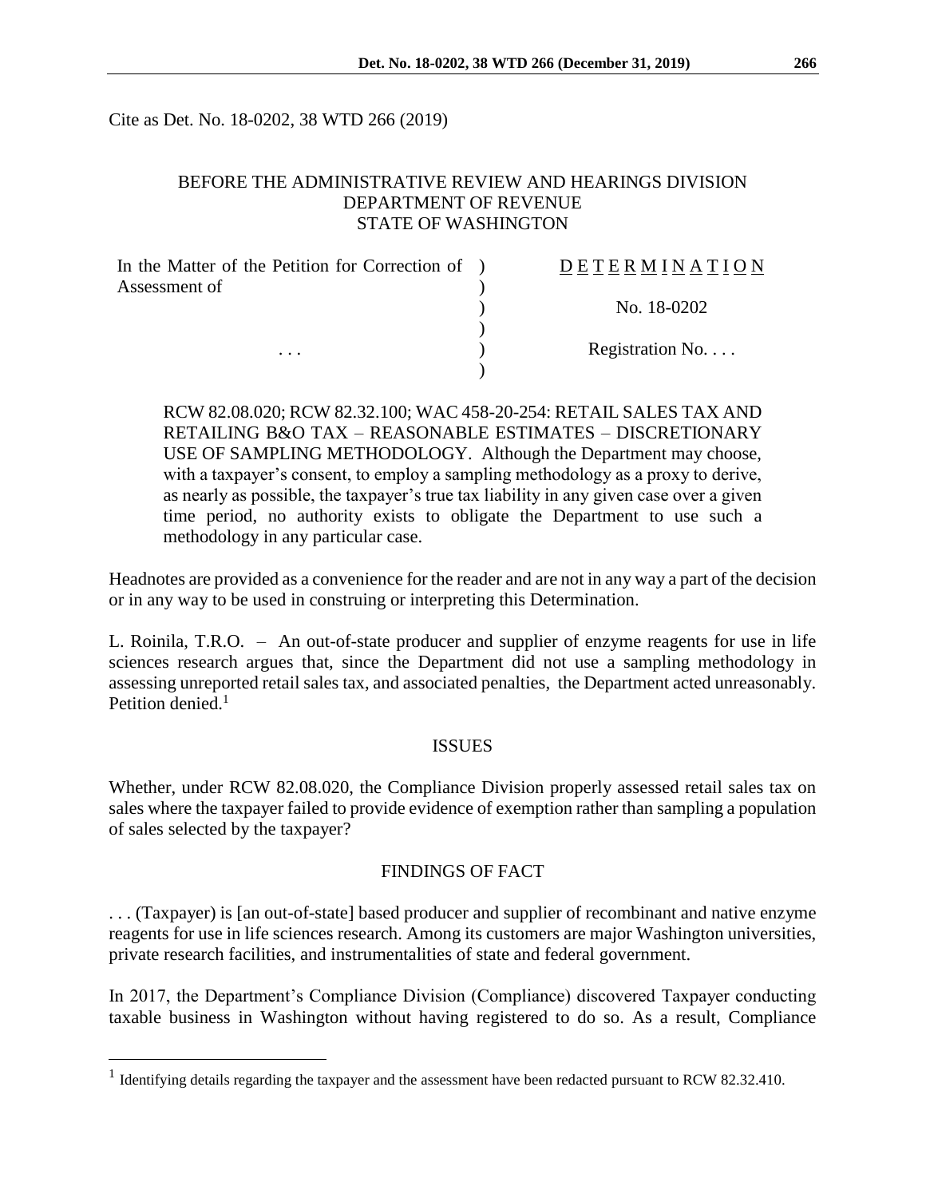Cite as Det. No. 18-0202, 38 WTD 266 (2019)

BEFORE THE ADMINISTRATIVE REVIEW AND HEARINGS DIVISION
DEPARTMENT OF REVENUE
STATE OF WASHINGTON

| | |
|---|---|
| In the Matter of the Petition for Correction of Assessment of | DETERMINATION |
| | No. 18-0202 |
| . . . | Registration No. . . . |

RCW 82.08.020; RCW 82.32.100; WAC 458-20-254: RETAIL SALES TAX AND RETAILING B&O TAX – REASONABLE ESTIMATES – DISCRETIONARY USE OF SAMPLING METHODOLOGY. Although the Department may choose, with a taxpayer's consent, to employ a sampling methodology as a proxy to derive, as nearly as possible, the taxpayer's true tax liability in any given case over a given time period, no authority exists to obligate the Department to use such a methodology in any particular case.

Headnotes are provided as a convenience for the reader and are not in any way a part of the decision or in any way to be used in construing or interpreting this Determination.

L. Roinila, T.R.O. – An out-of-state producer and supplier of enzyme reagents for use in life sciences research argues that, since the Department did not use a sampling methodology in assessing unreported retail sales tax, and associated penalties, the Department acted unreasonably. Petition denied.[1]

## ISSUES

Whether, under RCW 82.08.020, the Compliance Division properly assessed retail sales tax on sales where the taxpayer failed to provide evidence of exemption rather than sampling a population of sales selected by the taxpayer?

## FINDINGS OF FACT

. . . (Taxpayer) is [an out-of-state] based producer and supplier of recombinant and native enzyme reagents for use in life sciences research. Among its customers are major Washington universities, private research facilities, and instrumentalities of state and federal government.

In 2017, the Department's Compliance Division (Compliance) discovered Taxpayer conducting taxable business in Washington without having registered to do so. As a result, Compliance

---

[1] Identifying details regarding the taxpayer and the assessment have been redacted pursuant to RCW 82.32.410.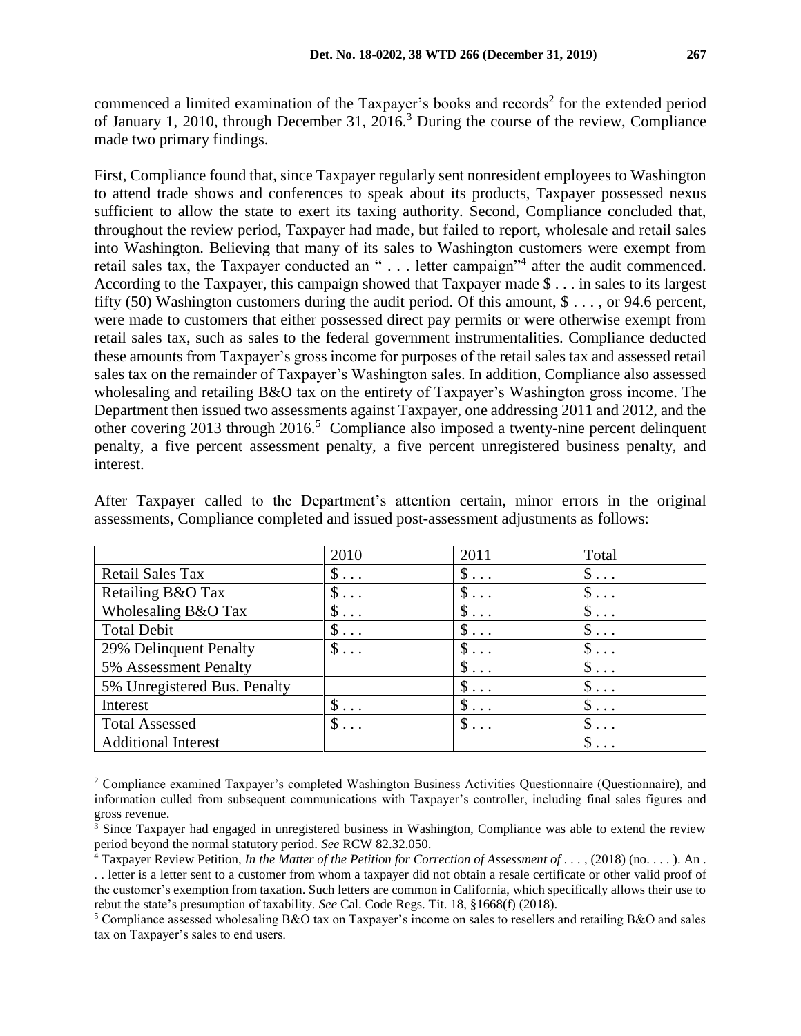commenced a limited examination of the Taxpayer's books and records[2] for the extended period of January 1, 2010, through December 31, 2016.[3] During the course of the review, Compliance made two primary findings.

First, Compliance found that, since Taxpayer regularly sent nonresident employees to Washington to attend trade shows and conferences to speak about its products, Taxpayer possessed nexus sufficient to allow the state to exert its taxing authority. Second, Compliance concluded that, throughout the review period, Taxpayer had made, but failed to report, wholesale and retail sales into Washington. Believing that many of its sales to Washington customers were exempt from retail sales tax, the Taxpayer conducted an " . . . letter campaign"[4] after the audit commenced. According to the Taxpayer, this campaign showed that Taxpayer made $ . . . in sales to its largest fifty (50) Washington customers during the audit period. Of this amount, $ . . . , or 94.6 percent, were made to customers that either possessed direct pay permits or were otherwise exempt from retail sales tax, such as sales to the federal government instrumentalities. Compliance deducted these amounts from Taxpayer's gross income for purposes of the retail sales tax and assessed retail sales tax on the remainder of Taxpayer's Washington sales. In addition, Compliance also assessed wholesaling and retailing B&O tax on the entirety of Taxpayer's Washington gross income. The Department then issued two assessments against Taxpayer, one addressing 2011 and 2012, and the other covering 2013 through 2016.[5] Compliance also imposed a twenty-nine percent delinquent penalty, a five percent assessment penalty, a five percent unregistered business penalty, and interest.

After Taxpayer called to the Department's attention certain, minor errors in the original assessments, Compliance completed and issued post-assessment adjustments as follows:

| | 2010 | 2011 | Total |
|---|---|---|---|
| Retail Sales Tax | $ . . . | $ . . . | $ . . . |
| Retailing B&O Tax | $ . . . | $ . . . | $ . . . |
| Wholesaling B&O Tax | $ . . . | $ . . . | $ . . . |
| Total Debit | $ . . . | $ . . . | $ . . . |
| 29% Delinquent Penalty | $ . . . | $ . . . | $ . . . |
| 5% Assessment Penalty | | $ . . . | $ . . . |
| 5% Unregistered Bus. Penalty | | $ . . . | $ . . . |
| Interest | $ . . . | $ . . . | $ . . . |
| Total Assessed | $ . . . | $ . . . | $ . . . |
| Additional Interest | | | $ . . . |

---

[2] Compliance examined Taxpayer's completed Washington Business Activities Questionnaire (Questionnaire), and information culled from subsequent communications with Taxpayer's controller, including final sales figures and gross revenue.

[3] Since Taxpayer had engaged in unregistered business in Washington, Compliance was able to extend the review period beyond the normal statutory period. *See* RCW 82.32.050.

[4] Taxpayer Review Petition, *In the Matter of the Petition for Correction of Assessment of* . . . , (2018) (no. . . . ). An . . . letter is a letter sent to a customer from whom a taxpayer did not obtain a resale certificate or other valid proof of the customer's exemption from taxation. Such letters are common in California, which specifically allows their use to rebut the state's presumption of taxability. *See* Cal. Code Regs. Tit. 18, §1668(f) (2018).

[5] Compliance assessed wholesaling B&O tax on Taxpayer's income on sales to resellers and retailing B&O and sales tax on Taxpayer's sales to end users.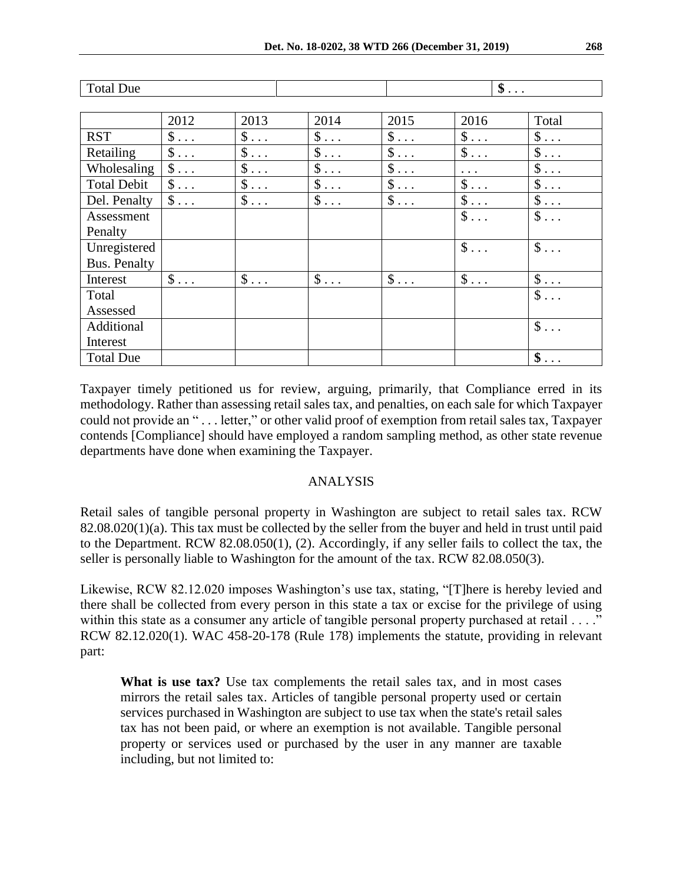| Total Due | | | $ . . . |
|---|---|---|---|

| | 2012 | 2013 | 2014 | 2015 | 2016 | Total |
|---|---|---|---|---|---|---|
| RST | $ . . . | $ . . . | $ . . . | $ . . . | $ . . . | $ . . . |
| Retailing | $ . . . | $ . . . | $ . . . | $ . . . | $ . . . | $ . . . |
| Wholesaling | $ . . . | $ . . . | $ . . . | $ . . . | . . . | $ . . . |
| Total Debit | $ . . . | $ . . . | $ . . . | $ . . . | $ . . . | $ . . . |
| Del. Penalty | $ . . . | $ . . . | $ . . . | $ . . . | $ . . . | $ . . . |
| Assessment Penalty | | | | | $ . . . | $ . . . |
| Unregistered Bus. Penalty | | | | | $ . . . | $ . . . |
| Interest | $ . . . | $ . . . | $ . . . | $ . . . | $ . . . | $ . . . |
| Total Assessed | | | | | | $ . . . |
| Additional Interest | | | | | | $ . . . |
| Total Due | | | | | | **$ . . .** |

Taxpayer timely petitioned us for review, arguing, primarily, that Compliance erred in its methodology. Rather than assessing retail sales tax, and penalties, on each sale for which Taxpayer could not provide an " . . . letter," or other valid proof of exemption from retail sales tax, Taxpayer contends [Compliance] should have employed a random sampling method, as other state revenue departments have done when examining the Taxpayer.

## ANALYSIS

Retail sales of tangible personal property in Washington are subject to retail sales tax. RCW 82.08.020(1)(a). This tax must be collected by the seller from the buyer and held in trust until paid to the Department. RCW 82.08.050(1), (2). Accordingly, if any seller fails to collect the tax, the seller is personally liable to Washington for the amount of the tax. RCW 82.08.050(3).

Likewise, RCW 82.12.020 imposes Washington's use tax, stating, "[T]here is hereby levied and there shall be collected from every person in this state a tax or excise for the privilege of using within this state as a consumer any article of tangible personal property purchased at retail . . . ." RCW 82.12.020(1). WAC 458-20-178 (Rule 178) implements the statute, providing in relevant part:

> **What is use tax?** Use tax complements the retail sales tax, and in most cases mirrors the retail sales tax. Articles of tangible personal property used or certain services purchased in Washington are subject to use tax when the state's retail sales tax has not been paid, or where an exemption is not available. Tangible personal property or services used or purchased by the user in any manner are taxable including, but not limited to: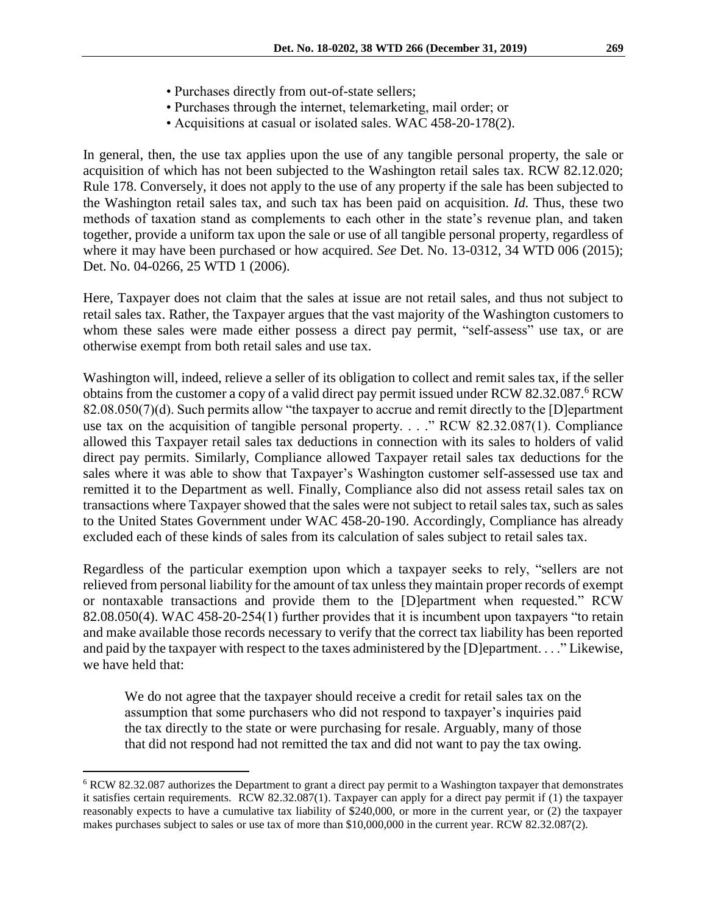- Purchases directly from out-of-state sellers;
- Purchases through the internet, telemarketing, mail order; or
- Acquisitions at casual or isolated sales. WAC 458-20-178(2).

In general, then, the use tax applies upon the use of any tangible personal property, the sale or acquisition of which has not been subjected to the Washington retail sales tax. RCW 82.12.020; Rule 178. Conversely, it does not apply to the use of any property if the sale has been subjected to the Washington retail sales tax, and such tax has been paid on acquisition. *Id.* Thus, these two methods of taxation stand as complements to each other in the state's revenue plan, and taken together, provide a uniform tax upon the sale or use of all tangible personal property, regardless of where it may have been purchased or how acquired. *See* Det. No. 13-0312, 34 WTD 006 (2015); Det. No. 04-0266, 25 WTD 1 (2006).

Here, Taxpayer does not claim that the sales at issue are not retail sales, and thus not subject to retail sales tax. Rather, the Taxpayer argues that the vast majority of the Washington customers to whom these sales were made either possess a direct pay permit, "self-assess" use tax, or are otherwise exempt from both retail sales and use tax.

Washington will, indeed, relieve a seller of its obligation to collect and remit sales tax, if the seller obtains from the customer a copy of a valid direct pay permit issued under RCW 82.32.087.[6] RCW 82.08.050(7)(d). Such permits allow "the taxpayer to accrue and remit directly to the [D]epartment use tax on the acquisition of tangible personal property. . . ." RCW 82.32.087(1). Compliance allowed this Taxpayer retail sales tax deductions in connection with its sales to holders of valid direct pay permits. Similarly, Compliance allowed Taxpayer retail sales tax deductions for the sales where it was able to show that Taxpayer's Washington customer self-assessed use tax and remitted it to the Department as well. Finally, Compliance also did not assess retail sales tax on transactions where Taxpayer showed that the sales were not subject to retail sales tax, such as sales to the United States Government under WAC 458-20-190. Accordingly, Compliance has already excluded each of these kinds of sales from its calculation of sales subject to retail sales tax.

Regardless of the particular exemption upon which a taxpayer seeks to rely, "sellers are not relieved from personal liability for the amount of tax unless they maintain proper records of exempt or nontaxable transactions and provide them to the [D]epartment when requested." RCW 82.08.050(4). WAC 458-20-254(1) further provides that it is incumbent upon taxpayers "to retain and make available those records necessary to verify that the correct tax liability has been reported and paid by the taxpayer with respect to the taxes administered by the [D]epartment. . . ." Likewise, we have held that:

> We do not agree that the taxpayer should receive a credit for retail sales tax on the assumption that some purchasers who did not respond to taxpayer's inquiries paid the tax directly to the state or were purchasing for resale. Arguably, many of those that did not respond had not remitted the tax and did not want to pay the tax owing.

[6] RCW 82.32.087 authorizes the Department to grant a direct pay permit to a Washington taxpayer that demonstrates it satisfies certain requirements. RCW 82.32.087(1). Taxpayer can apply for a direct pay permit if (1) the taxpayer reasonably expects to have a cumulative tax liability of \$240,000, or more in the current year, or (2) the taxpayer makes purchases subject to sales or use tax of more than \$10,000,000 in the current year. RCW 82.32.087(2).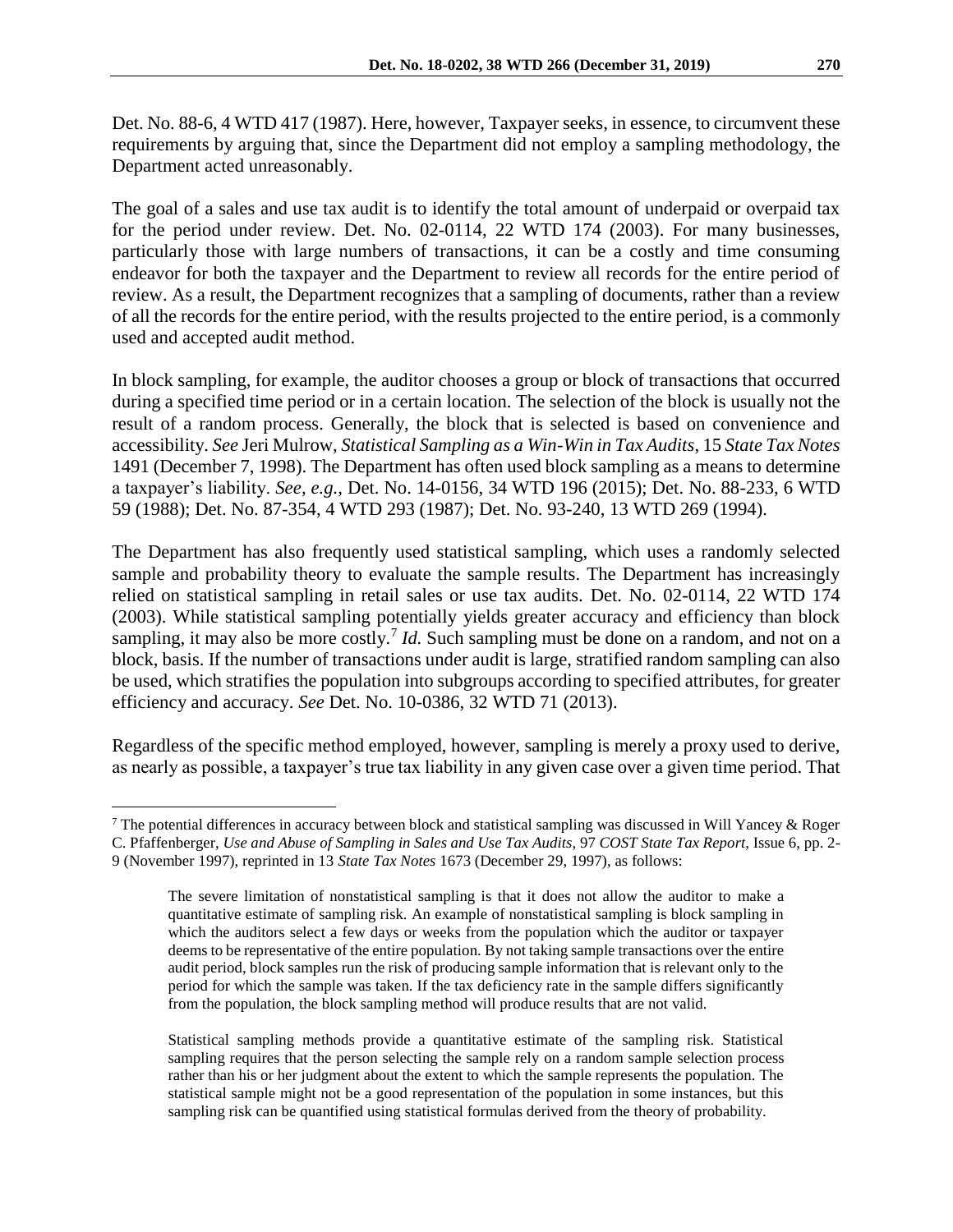Det. No. 88-6, 4 WTD 417 (1987). Here, however, Taxpayer seeks, in essence, to circumvent these requirements by arguing that, since the Department did not employ a sampling methodology, the Department acted unreasonably.

The goal of a sales and use tax audit is to identify the total amount of underpaid or overpaid tax for the period under review. Det. No. 02-0114, 22 WTD 174 (2003). For many businesses, particularly those with large numbers of transactions, it can be a costly and time consuming endeavor for both the taxpayer and the Department to review all records for the entire period of review. As a result, the Department recognizes that a sampling of documents, rather than a review of all the records for the entire period, with the results projected to the entire period, is a commonly used and accepted audit method.

In block sampling, for example, the auditor chooses a group or block of transactions that occurred during a specified time period or in a certain location. The selection of the block is usually not the result of a random process. Generally, the block that is selected is based on convenience and accessibility. *See* Jeri Mulrow, *Statistical Sampling as a Win-Win in Tax Audits*, 15 *State Tax Notes* 1491 (December 7, 1998). The Department has often used block sampling as a means to determine a taxpayer's liability. *See, e.g.,* Det. No. 14-0156, 34 WTD 196 (2015); Det. No. 88-233, 6 WTD 59 (1988); Det. No. 87-354, 4 WTD 293 (1987); Det. No. 93-240, 13 WTD 269 (1994).

The Department has also frequently used statistical sampling, which uses a randomly selected sample and probability theory to evaluate the sample results. The Department has increasingly relied on statistical sampling in retail sales or use tax audits. Det. No. 02-0114, 22 WTD 174 (2003). While statistical sampling potentially yields greater accuracy and efficiency than block sampling, it may also be more costly.[7] *Id.* Such sampling must be done on a random, and not on a block, basis. If the number of transactions under audit is large, stratified random sampling can also be used, which stratifies the population into subgroups according to specified attributes, for greater efficiency and accuracy. *See* Det. No. 10-0386, 32 WTD 71 (2013).

Regardless of the specific method employed, however, sampling is merely a proxy used to derive, as nearly as possible, a taxpayer's true tax liability in any given case over a given time period. That

---

[7] The potential differences in accuracy between block and statistical sampling was discussed in Will Yancey & Roger C. Pfaffenberger, *Use and Abuse of Sampling in Sales and Use Tax Audits*, 97 *COST State Tax Report*, Issue 6, pp. 2-9 (November 1997), reprinted in 13 *State Tax Notes* 1673 (December 29, 1997), as follows:

> The severe limitation of nonstatistical sampling is that it does not allow the auditor to make a quantitative estimate of sampling risk. An example of nonstatistical sampling is block sampling in which the auditors select a few days or weeks from the population which the auditor or taxpayer deems to be representative of the entire population. By not taking sample transactions over the entire audit period, block samples run the risk of producing sample information that is relevant only to the period for which the sample was taken. If the tax deficiency rate in the sample differs significantly from the population, the block sampling method will produce results that are not valid.
>
> Statistical sampling methods provide a quantitative estimate of the sampling risk. Statistical sampling requires that the person selecting the sample rely on a random sample selection process rather than his or her judgment about the extent to which the sample represents the population. The statistical sample might not be a good representation of the population in some instances, but this sampling risk can be quantified using statistical formulas derived from the theory of probability.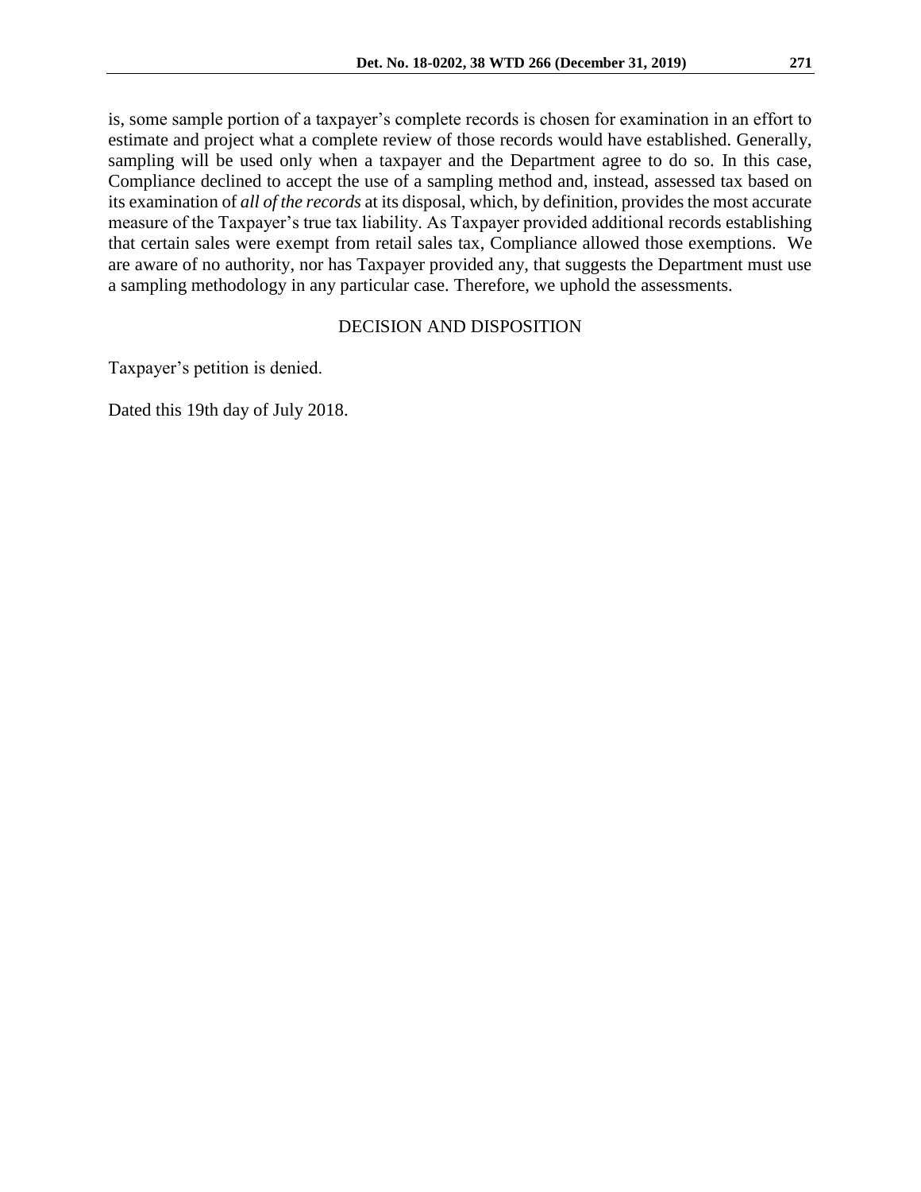is, some sample portion of a taxpayer's complete records is chosen for examination in an effort to estimate and project what a complete review of those records would have established. Generally, sampling will be used only when a taxpayer and the Department agree to do so. In this case, Compliance declined to accept the use of a sampling method and, instead, assessed tax based on its examination of *all of the records* at its disposal, which, by definition, provides the most accurate measure of the Taxpayer's true tax liability. As Taxpayer provided additional records establishing that certain sales were exempt from retail sales tax, Compliance allowed those exemptions. We are aware of no authority, nor has Taxpayer provided any, that suggests the Department must use a sampling methodology in any particular case. Therefore, we uphold the assessments.

## DECISION AND DISPOSITION

Taxpayer's petition is denied.

Dated this 19th day of July 2018.